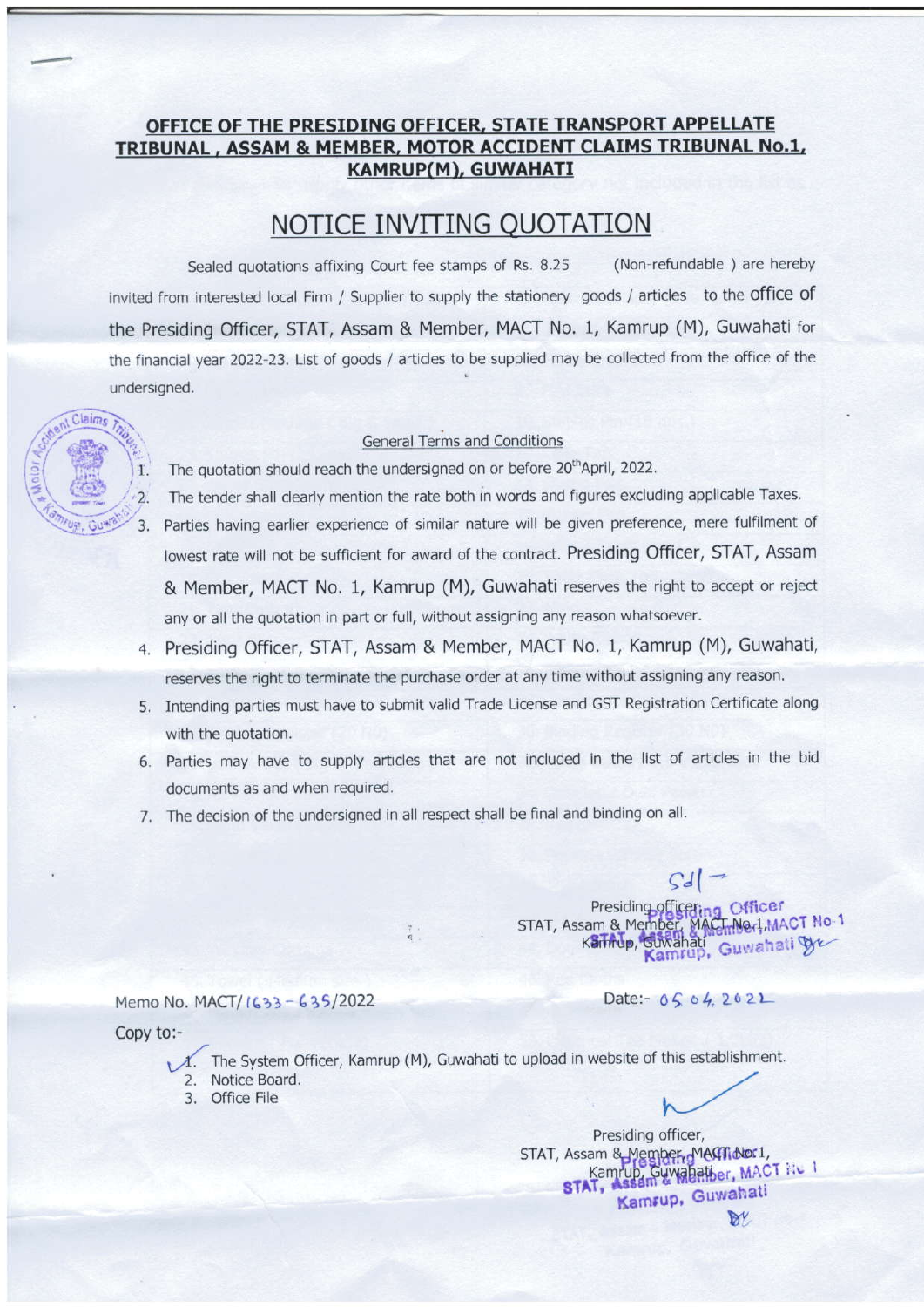# OFFICE OF THE PRESIDING OFFICER, STATE TRANSPORT APPELLATE TRIBUNAL , ASSAM & MEMBER, MOTOR ACCIDENT CLAIMS TRIBUNAL No.1, KAMRUP(M), GUWAHATI

## NOTICE INVITING QUOTATION

Sealed quotations affixing Court fee stamps of Rs. 8.25 (Non-refundable ) are hereby invited from interested local Firm / Supplier to supply the stationery goods / articles to the office of the Presiding Officer, STAT, Assam & Member, MACT No. 1, Kamrup (M), Guwahati for the financial year 2022-23. List of goods / articles to be supplied may be collected from the office of the undersigned.

### General Terms and Conditions

1. The quotation should reach the undersigned on or before 20th April, 2022.
2. The tender shall clearly mention the rate both in words and figures excluding applicable Taxes.
3. Parties having earlier experience of similar nature will be given preference, mere fulfilment of lowest rate will not be sufficient for award of the contract. Presiding Officer, STAT, Assam & Member, MACT No. 1, Kamrup (M), Guwahati reserves the right to accept or reject any or all the quotation in part or full, without assigning any reason whatsoever.
4. Presiding Officer, STAT, Assam & Member, MACT No. 1, Kamrup (M), Guwahati, reserves the right to terminate the purchase order at any time without assigning any reason.
5. Intending parties must have to submit valid Trade License and GST Registration Certificate along with the quotation.
6. Parties may have to supply articles that are not included in the list of articles in the bid documents as and when required.
7. The decision of the undersigned in all respect shall be final and binding on all.

Sd/-
Presiding officer,
STAT, Assam & Member, MACT No.1,
Kamrup, Guwahati

Memo No. MACT/1633-635/2022

Date:- 05.04.2022

Copy to:-

1. The System Officer, Kamrup (M), Guwahati to upload in website of this establishment.
2. Notice Board.
3. Office File

Presiding officer,
STAT, Assam & Member, MACT No.1,
Kamrup, Guwahati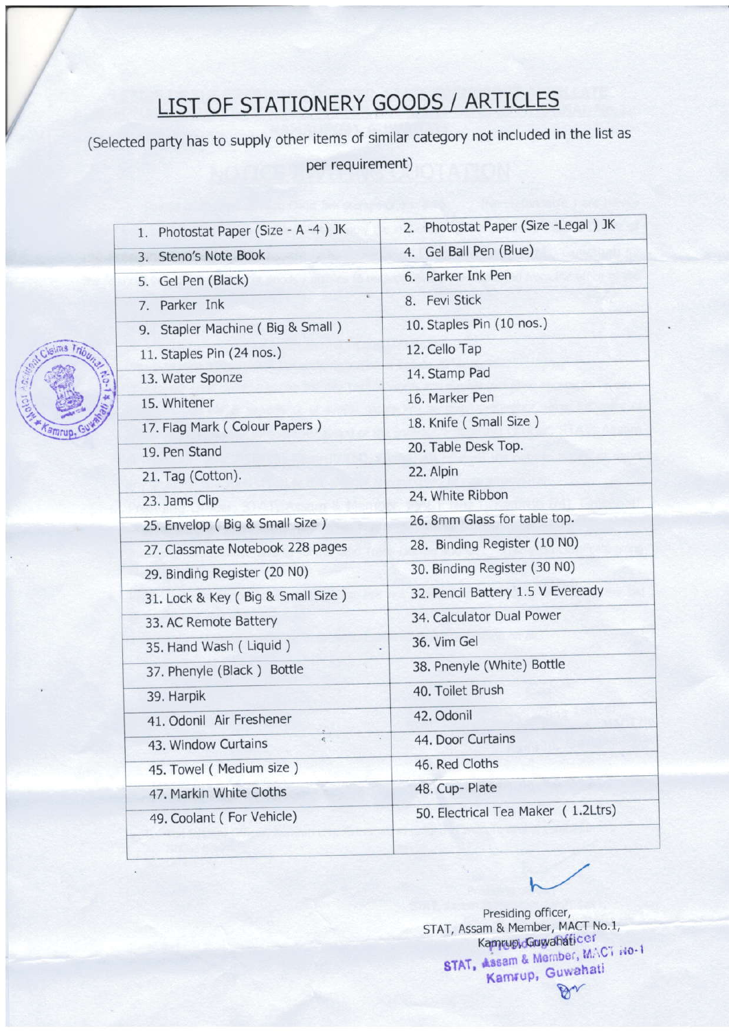# LIST OF STATIONERY GOODS / ARTICLES

(Selected party has to supply other items of similar category not included in the list as per requirement)

| | |
|---|---|
| 1. Photostat Paper (Size - A -4 ) JK | 2. Photostat Paper (Size -Legal ) JK |
| 3. Steno's Note Book | 4. Gel Ball Pen (Blue) |
| 5. Gel Pen (Black) | 6. Parker Ink Pen |
| 7. Parker Ink | 8. Fevi Stick |
| 9. Stapler Machine ( Big & Small ) | 10. Staples Pin (10 nos.) |
| 11. Staples Pin (24 nos.) | 12. Cello Tap |
| 13. Water Sponze | 14. Stamp Pad |
| 15. Whitener | 16. Marker Pen |
| 17. Flag Mark ( Colour Papers ) | 18. Knife ( Small Size ) |
| 19. Pen Stand | 20. Table Desk Top. |
| 21. Tag (Cotton). | 22. Alpin |
| 23. Jams Clip | 24. White Ribbon |
| 25. Envelop ( Big & Small Size ) | 26. 8mm Glass for table top. |
| 27. Classmate Notebook 228 pages | 28. Binding Register (10 N0) |
| 29. Binding Register (20 N0) | 30. Binding Register (30 N0) |
| 31. Lock & Key ( Big & Small Size ) | 32. Pencil Battery 1.5 V Eveready |
| 33. AC Remote Battery | 34. Calculator Dual Power |
| 35. Hand Wash ( Liquid ) | 36. Vim Gel |
| 37. Phenyle (Black ) Bottle | 38. Pnenyle (White) Bottle |
| 39. Harpik | 40. Toilet Brush |
| 41. Odonil Air Freshener | 42. Odonil |
| 43. Window Curtains | 44. Door Curtains |
| 45. Towel ( Medium size ) | 46. Red Cloths |
| 47. Markin White Cloths | 48. Cup- Plate |
| 49. Coolant ( For Vehicle) | 50. Electrical Tea Maker ( 1.2Ltrs) |
| | |

Presiding officer,
STAT, Assam & Member, MACT No.1,
Kamrup, Guwahati

Presiding Officer
STAT, Assam & Member, MACT No-1
Kamrup, Guwahati